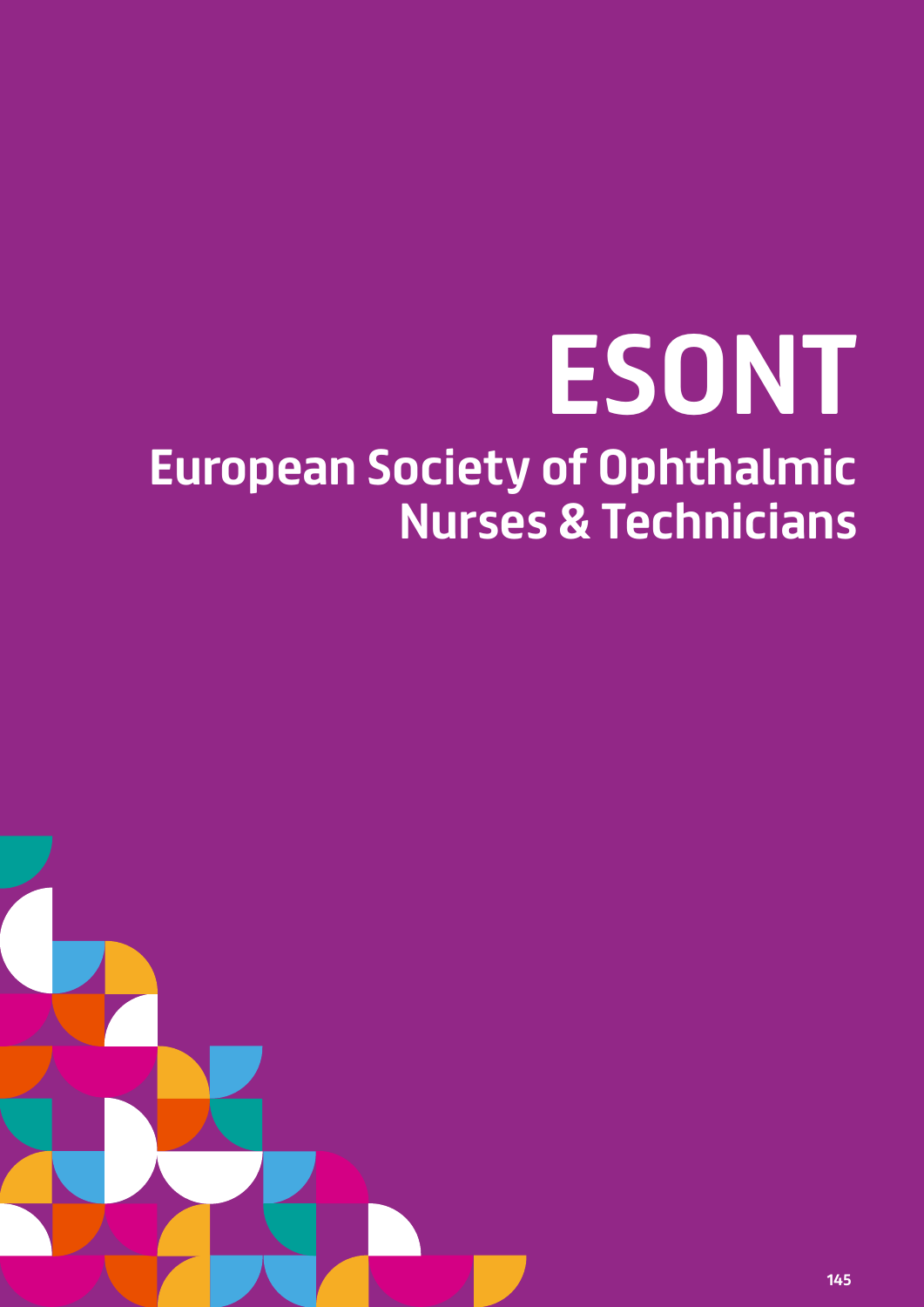# ESONT

## European Society of Ophthalmic Nurses & Technicians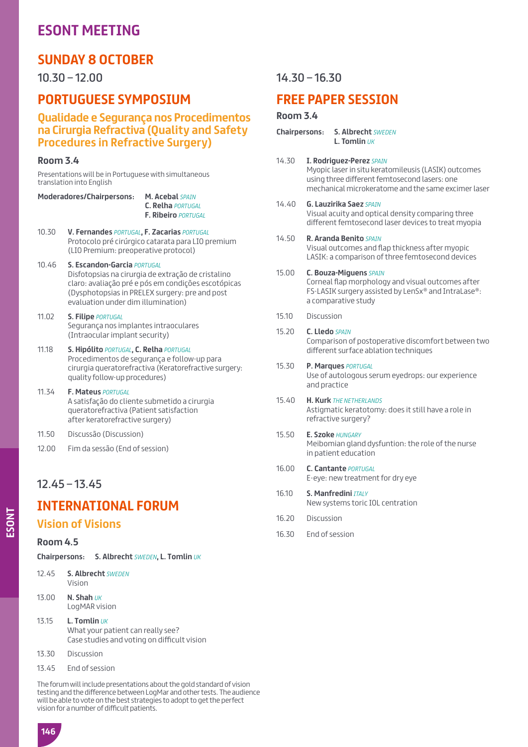# ESONT MEETING

## SUNDAY 8 OCTOBER

10.30 – 12.00

## PORTUGUESE SYMPOSIUM

### Qualidade e Segurança nos Procedimentos na Cirurgia Refractiva (Quality and Safety Procedures in Refractive Surgery)

**Room 3.4**

Presentations will be in Portuguese with simultaneous translation into English

**Moderadores/Chairpersons:** **M. Acebal** *SPAIN*, **C. Relha** *PORTUGAL*, **F. Ribeiro** *PORTUGAL*

10.30 **V. Fernandes** *PORTUGAL*, **F. Zacarias** *PORTUGAL*
Protocolo pré cirúrgico catarata para LIO premium (LIO Premium: preoperative protocol)

10.46 **S. Escandon-Garcia** *PORTUGAL*
Disfotopsias na cirurgia de extração de cristalino claro: avaliação pré e pós em condições escotópicas (Dysphotopsias in PRELEX surgery: pre and post evaluation under dim illumination)

11.02 **S. Filipe** *PORTUGAL*
Segurança nos implantes intraoculares (Intraocular implant security)

11.18 **S. Hipólito** *PORTUGAL*, **C. Relha** *PORTUGAL*
Procedimentos de segurança e follow-up para cirurgia queratorefractiva (Keratorefractive surgery: quality follow-up procedures)

11.34 **F. Mateus** *PORTUGAL*
A satisfação do cliente submetido a cirurgia queratorefractiva (Patient satisfaction after keratorefractive surgery)

11.50 Discussão (Discussion)

12.00 Fim da sessão (End of session)

12.45 – 13.45

## INTERNATIONAL FORUM

### Vision of Visions

**Room 4.5**

**Chairpersons:** **S. Albrecht** *SWEDEN*, **L. Tomlin** *UK*

12.45 **S. Albrecht** *SWEDEN*
Vision

13.00 **N. Shah** *UK*
LogMAR vision

13.15 **L. Tomlin** *UK*
What your patient can really see?
Case studies and voting on difficult vision

13.30 Discussion

13.45 End of session

The forum will include presentations about the gold standard of vision testing and the difference between LogMar and other tests. The audience will be able to vote on the best strategies to adopt to get the perfect vision for a number of difficult patients.

14.30 – 16.30

## FREE PAPER SESSION

**Room 3.4**

**Chairpersons:** **S. Albrecht** *SWEDEN*, **L. Tomlin** *UK*

14.30 **I. Rodriguez-Perez** *SPAIN*
Myopic laser in situ keratomileusis (LASIK) outcomes using three different femtosecond lasers: one mechanical microkeratome and the same excimer laser

14.40 **G. Lauzirika Saez** *SPAIN*
Visual acuity and optical density comparing three different femtosecond laser devices to treat myopia

14.50 **R. Aranda Benito** *SPAIN*
Visual outcomes and flap thickness after myopic LASIK: a comparison of three femtosecond devices

15.00 **C. Bouza-Miguens** *SPAIN*
Corneal flap morphology and visual outcomes after FS-LASIK surgery assisted by LenSx® and IntraLase®: a comparative study

15.10 Discussion

15.20 **C. Lledo** *SPAIN*
Comparison of postoperative discomfort between two different surface ablation techniques

15.30 **P. Marques** *PORTUGAL*
Use of autologous serum eyedrops: our experience and practice

15.40 **H. Kurk** *THE NETHERLANDS*
Astigmatic keratotomy: does it still have a role in refractive surgery?

15.50 **E. Szoke** *HUNGARY*
Meibomian gland dysfuntion: the role of the nurse in patient education

16.00 **C. Cantante** *PORTUGAL*
E-eye: new treatment for dry eye

16.10 **S. Manfredini** *ITALY*
New systems toric IOL centration

16.20 Discussion

16.30 End of session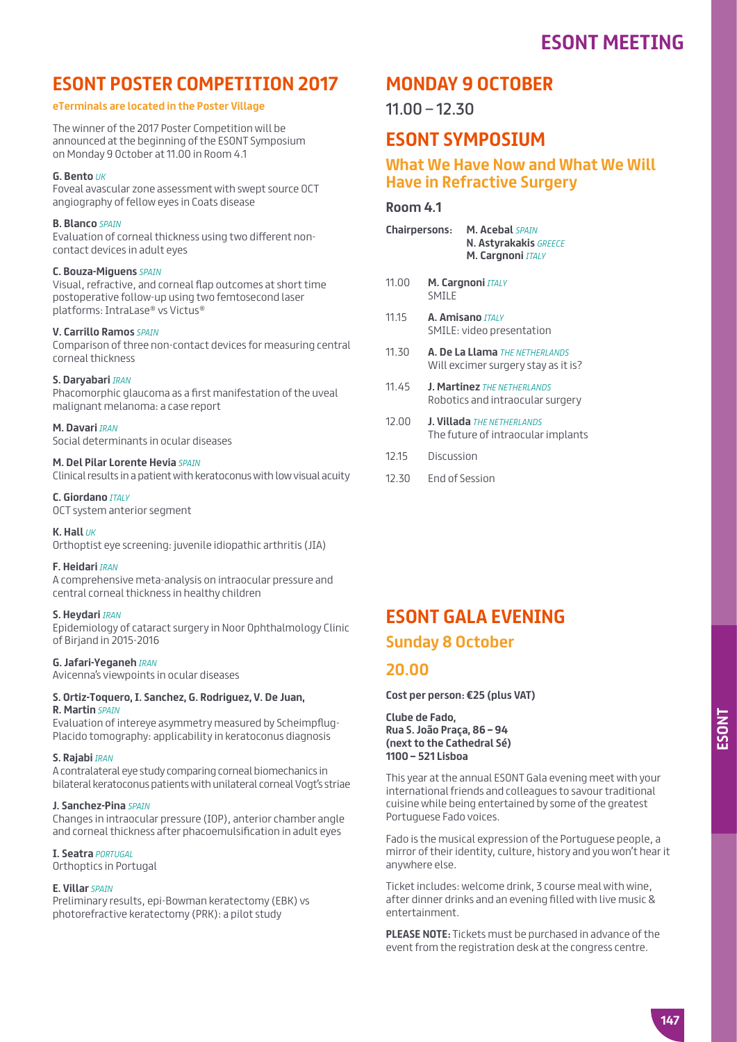# ESONT POSTER COMPETITION 2017

**eTerminals are located in the Poster Village**

The winner of the 2017 Poster Competition will be announced at the beginning of the ESONT Symposium on Monday 9 October at 11.00 in Room 4.1

**G. Bento** *UK*
Foveal avascular zone assessment with swept source OCT angiography of fellow eyes in Coats disease

**B. Blanco** *SPAIN*
Evaluation of corneal thickness using two different non-contact devices in adult eyes

**C. Bouza-Miguens** *SPAIN*
Visual, refractive, and corneal flap outcomes at short time postoperative follow-up using two femtosecond laser platforms: IntraLase® vs Victus®

**V. Carrillo Ramos** *SPAIN*
Comparison of three non-contact devices for measuring central corneal thickness

**S. Daryabari** *IRAN*
Phacomorphic glaucoma as a first manifestation of the uveal malignant melanoma: a case report

**M. Davari** *IRAN*
Social determinants in ocular diseases

**M. Del Pilar Lorente Hevia** *SPAIN*
Clinical results in a patient with keratoconus with low visual acuity

**C. Giordano** *ITALY*
OCT system anterior segment

**K. Hall** *UK*
Orthoptist eye screening: juvenile idiopathic arthritis (JIA)

**F. Heidari** *IRAN*
A comprehensive meta-analysis on intraocular pressure and central corneal thickness in healthy children

**S. Heydari** *IRAN*
Epidemiology of cataract surgery in Noor Ophthalmology Clinic of Birjand in 2015-2016

**G. Jafari-Yeganeh** *IRAN*
Avicenna's viewpoints in ocular diseases

**S. Ortiz-Toquero, I. Sanchez, G. Rodriguez, V. De Juan, R. Martin** *SPAIN*
Evaluation of intereye asymmetry measured by Scheimpflug-Placido tomography: applicability in keratoconus diagnosis

**S. Rajabi** *IRAN*
A contralateral eye study comparing corneal biomechanics in bilateral keratoconus patients with unilateral corneal Vogt's striae

**J. Sanchez-Pina** *SPAIN*
Changes in intraocular pressure (IOP), anterior chamber angle and corneal thickness after phacoemulsification in adult eyes

**I. Seatra** *PORTUGAL*
Orthoptics in Portugal

**E. Villar** *SPAIN*
Preliminary results, epi-Bowman keratectomy (EBK) vs photorefractive keratectomy (PRK): a pilot study

# MONDAY 9 OCTOBER

11.00 – 12.30

# ESONT SYMPOSIUM

## What We Have Now and What We Will Have in Refractive Surgery

### Room 4.1

**Chairpersons:** **M. Acebal** *SPAIN*, **N. Astyrakakis** *GREECE*, **M. Cargnoni** *ITALY*

| | |
|---|---|
| 11.00 | **M. Cargnoni** *ITALY*<br>SMILE |
| 11.15 | **A. Amisano** *ITALY*<br>SMILE: video presentation |
| 11.30 | **A. De La Llama** *THE NETHERLANDS*<br>Will excimer surgery stay as it is? |
| 11.45 | **J. Martinez** *THE NETHERLANDS*<br>Robotics and intraocular surgery |
| 12.00 | **J. Villada** *THE NETHERLANDS*<br>The future of intraocular implants |
| 12.15 | Discussion |
| 12.30 | End of Session |

# ESONT GALA EVENING

## Sunday 8 October

## 20.00

**Cost per person: €25 (plus VAT)**

**Clube de Fado,
Rua S. João Praça, 86 – 94
(next to the Cathedral Sé)
1100 – 521 Lisboa**

This year at the annual ESONT Gala evening meet with your international friends and colleagues to savour traditional cuisine while being entertained by some of the greatest Portuguese Fado voices.

Fado is the musical expression of the Portuguese people, a mirror of their identity, culture, history and you won't hear it anywhere else.

Ticket includes: welcome drink, 3 course meal with wine, after dinner drinks and an evening filled with live music & entertainment.

**PLEASE NOTE:** Tickets must be purchased in advance of the event from the registration desk at the congress centre.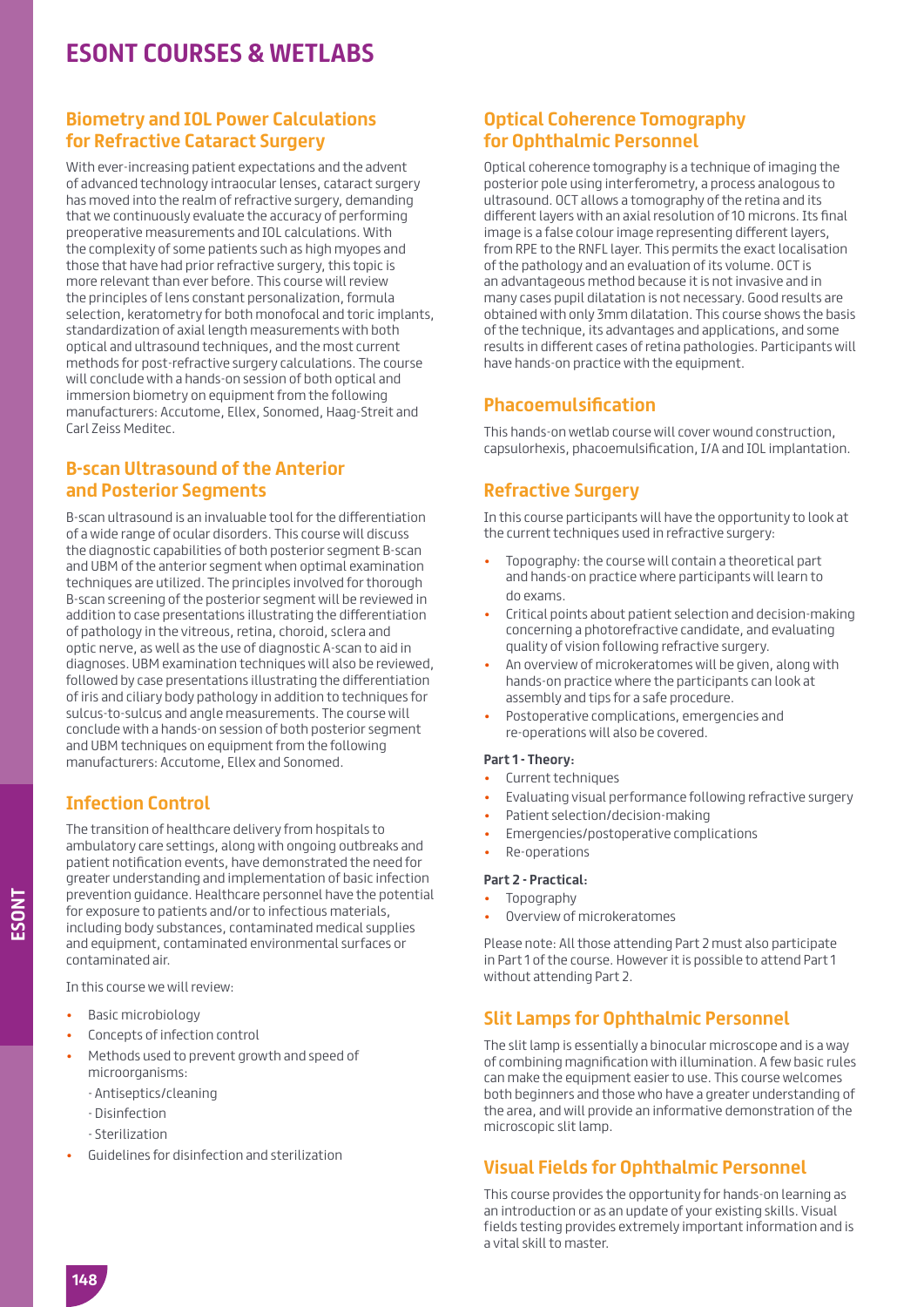# ESONT COURSES & WETLABS

## Biometry and IOL Power Calculations for Refractive Cataract Surgery

With ever-increasing patient expectations and the advent of advanced technology intraocular lenses, cataract surgery has moved into the realm of refractive surgery, demanding that we continuously evaluate the accuracy of performing preoperative measurements and IOL calculations. With the complexity of some patients such as high myopes and those that have had prior refractive surgery, this topic is more relevant than ever before. This course will review the principles of lens constant personalization, formula selection, keratometry for both monofocal and toric implants, standardization of axial length measurements with both optical and ultrasound techniques, and the most current methods for post-refractive surgery calculations. The course will conclude with a hands-on session of both optical and immersion biometry on equipment from the following manufacturers: Accutome, Ellex, Sonomed, Haag-Streit and Carl Zeiss Meditec.

## B-scan Ultrasound of the Anterior and Posterior Segments

B-scan ultrasound is an invaluable tool for the differentiation of a wide range of ocular disorders. This course will discuss the diagnostic capabilities of both posterior segment B-scan and UBM of the anterior segment when optimal examination techniques are utilized. The principles involved for thorough B-scan screening of the posterior segment will be reviewed in addition to case presentations illustrating the differentiation of pathology in the vitreous, retina, choroid, sclera and optic nerve, as well as the use of diagnostic A-scan to aid in diagnoses. UBM examination techniques will also be reviewed, followed by case presentations illustrating the differentiation of iris and ciliary body pathology in addition to techniques for sulcus-to-sulcus and angle measurements. The course will conclude with a hands-on session of both posterior segment and UBM techniques on equipment from the following manufacturers: Accutome, Ellex and Sonomed.

## Infection Control

The transition of healthcare delivery from hospitals to ambulatory care settings, along with ongoing outbreaks and patient notification events, have demonstrated the need for greater understanding and implementation of basic infection prevention guidance. Healthcare personnel have the potential for exposure to patients and/or to infectious materials, including body substances, contaminated medical supplies and equipment, contaminated environmental surfaces or contaminated air.

In this course we will review:

- Basic microbiology
- Concepts of infection control
- Methods used to prevent growth and speed of microorganisms:
  - Antiseptics/cleaning
  - Disinfection
  - Sterilization
- Guidelines for disinfection and sterilization

## Optical Coherence Tomography for Ophthalmic Personnel

Optical coherence tomography is a technique of imaging the posterior pole using interferometry, a process analogous to ultrasound. OCT allows a tomography of the retina and its different layers with an axial resolution of 10 microns. Its final image is a false colour image representing different layers, from RPE to the RNFL layer. This permits the exact localisation of the pathology and an evaluation of its volume. OCT is an advantageous method because it is not invasive and in many cases pupil dilatation is not necessary. Good results are obtained with only 3mm dilatation. This course shows the basis of the technique, its advantages and applications, and some results in different cases of retina pathologies. Participants will have hands-on practice with the equipment.

## Phacoemulsification

This hands-on wetlab course will cover wound construction, capsulorhexis, phacoemulsification, I/A and IOL implantation.

## Refractive Surgery

In this course participants will have the opportunity to look at the current techniques used in refractive surgery:

- Topography: the course will contain a theoretical part and hands-on practice where participants will learn to do exams.
- Critical points about patient selection and decision-making concerning a photorefractive candidate, and evaluating quality of vision following refractive surgery.
- An overview of microkeratomes will be given, along with hands-on practice where the participants can look at assembly and tips for a safe procedure.
- Postoperative complications, emergencies and re-operations will also be covered.

**Part 1 - Theory:**

- Current techniques
- Evaluating visual performance following refractive surgery
- Patient selection/decision-making
- Emergencies/postoperative complications
- Re-operations

**Part 2 - Practical:**

- Topography
- Overview of microkeratomes

Please note: All those attending Part 2 must also participate in Part 1 of the course. However it is possible to attend Part 1 without attending Part 2.

## Slit Lamps for Ophthalmic Personnel

The slit lamp is essentially a binocular microscope and is a way of combining magnification with illumination. A few basic rules can make the equipment easier to use. This course welcomes both beginners and those who have a greater understanding of the area, and will provide an informative demonstration of the microscopic slit lamp.

## Visual Fields for Ophthalmic Personnel

This course provides the opportunity for hands-on learning as an introduction or as an update of your existing skills. Visual fields testing provides extremely important information and is a vital skill to master.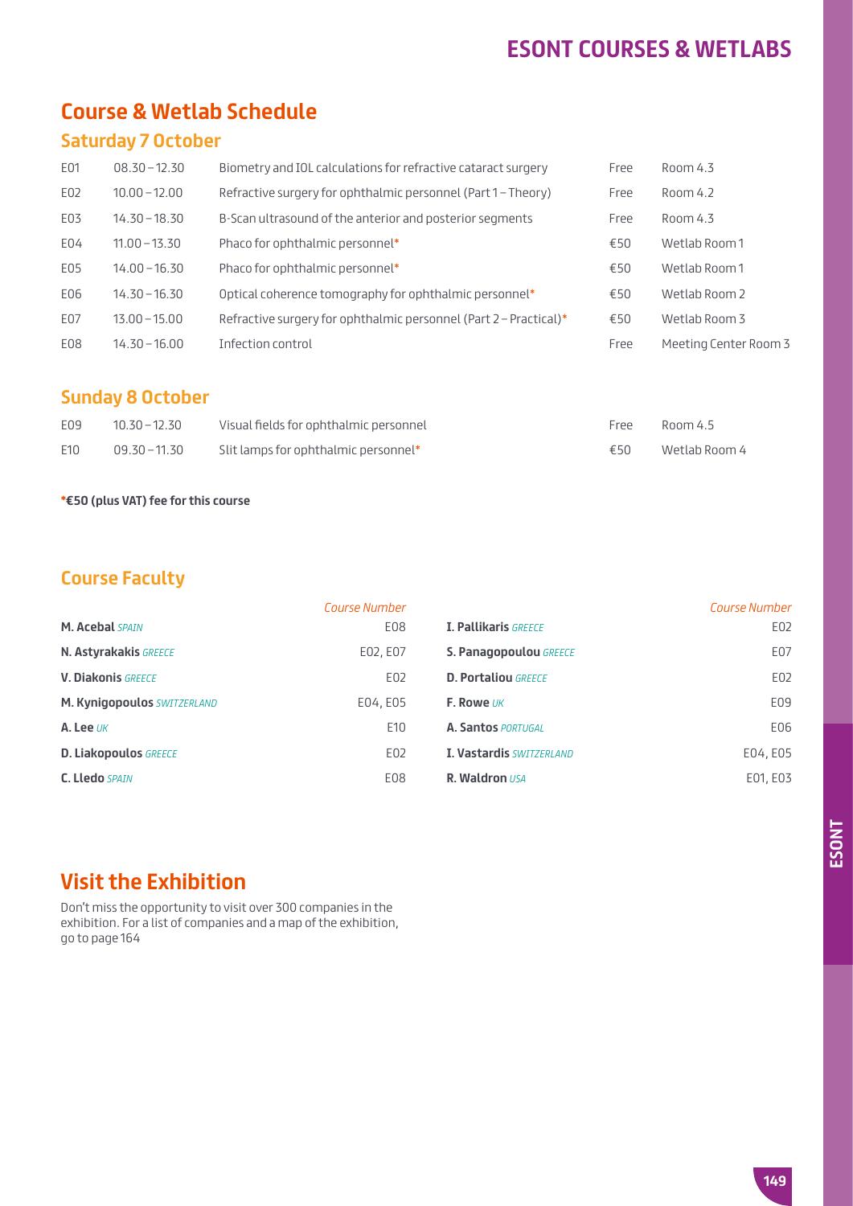# ESONT COURSES & WETLABS

## Course & Wetlab Schedule

### Saturday 7 October

| | | | | |
|---|---|---|---|---|
| E01 | 08.30 – 12.30 | Biometry and IOL calculations for refractive cataract surgery | Free | Room 4.3 |
| E02 | 10.00 – 12.00 | Refractive surgery for ophthalmic personnel (Part 1 – Theory) | Free | Room 4.2 |
| E03 | 14.30 – 18.30 | B-Scan ultrasound of the anterior and posterior segments | Free | Room 4.3 |
| E04 | 11.00 – 13.30 | Phaco for ophthalmic personnel* | €50 | Wetlab Room 1 |
| E05 | 14.00 – 16.30 | Phaco for ophthalmic personnel* | €50 | Wetlab Room 1 |
| E06 | 14.30 – 16.30 | Optical coherence tomography for ophthalmic personnel* | €50 | Wetlab Room 2 |
| E07 | 13.00 – 15.00 | Refractive surgery for ophthalmic personnel (Part 2 – Practical)* | €50 | Wetlab Room 3 |
| E08 | 14.30 – 16.00 | Infection control | Free | Meeting Center Room 3 |

### Sunday 8 October

| | | | | |
|---|---|---|---|---|
| E09 | 10.30 – 12.30 | Visual fields for ophthalmic personnel | Free | Room 4.5 |
| E10 | 09.30 – 11.30 | Slit lamps for ophthalmic personnel* | €50 | Wetlab Room 4 |

**\*€50 (plus VAT) fee for this course**

## Course Faculty

| | *Course Number* |
|---|---|
| **M. Acebal** *SPAIN* | E08 |
| **N. Astyrakakis** *GREECE* | E02, E07 |
| **V. Diakonis** *GREECE* | E02 |
| **M. Kynigopoulos** *SWITZERLAND* | E04, E05 |
| **A. Lee** *UK* | E10 |
| **D. Liakopoulos** *GREECE* | E02 |
| **C. Lledo** *SPAIN* | E08 |
| **I. Pallikaris** *GREECE* | E02 |
| **S. Panagopoulou** *GREECE* | E07 |
| **D. Portaliou** *GREECE* | E02 |
| **F. Rowe** *UK* | E09 |
| **A. Santos** *PORTUGAL* | E06 |
| **I. Vastardis** *SWITZERLAND* | E04, E05 |
| **R. Waldron** *USA* | E01, E03 |

## Visit the Exhibition

Don't miss the opportunity to visit over 300 companies in the exhibition. For a list of companies and a map of the exhibition, go to page 164